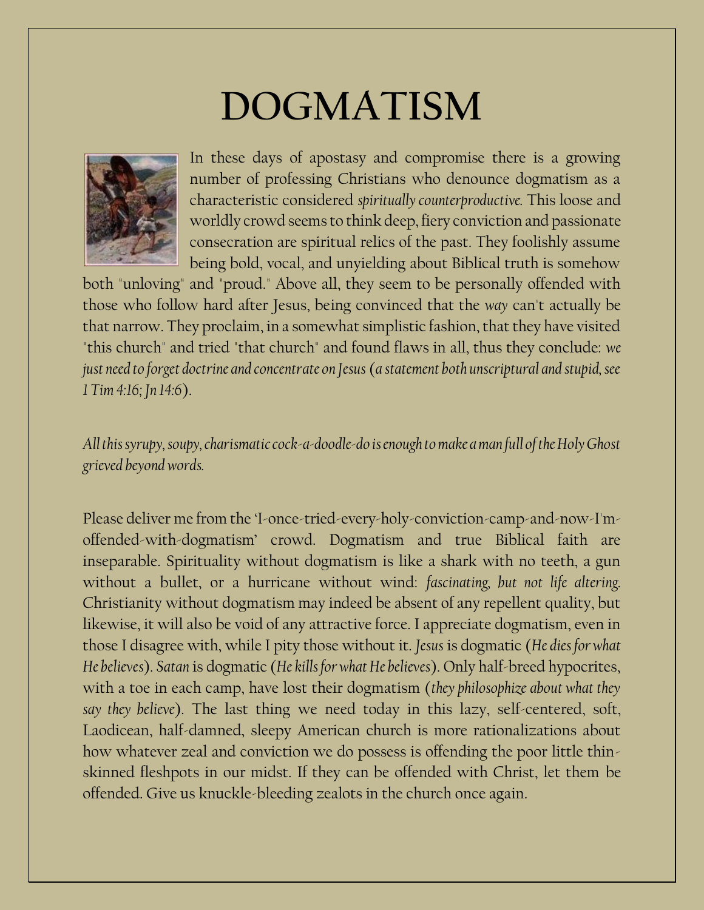# DOGMATISM

In these days of apostasy and compromise there is a growing number of professing Christians who denounce dogmatism as a characteristic considered *spiritually counterproductive*. This loose and worldly crowd seems to think deep, fiery conviction and passionate consecration are spiritual relics of the past. They foolishly assume being bold, vocal, and unyielding about Biblical truth is somehow both "unloving" and "proud." Above all, they seem to be personally offended with those who follow hard after Jesus, being convinced that the *way* can't actually be that narrow. They proclaim, in a somewhat simplistic fashion, that they have visited "this church" and tried "that church" and found flaws in all, thus they conclude: *we just need to forget doctrine and concentrate on Jesus* (*a statement both unscriptural and stupid, see 1 Tim 4:16; Jn 14:6*).

*All this syrupy, soupy, charismatic cock-a-doodle-do is enough to make a man full of the Holy Ghost grieved beyond words.*

Please deliver me from the 'I-once-tried-every-holy-conviction-camp-and-now-I'm-offended-with-dogmatism' crowd. Dogmatism and true Biblical faith are inseparable. Spirituality without dogmatism is like a shark with no teeth, a gun without a bullet, or a hurricane without wind: *fascinating, but not life altering.* Christianity without dogmatism may indeed be absent of any repellent quality, but likewise, it will also be void of any attractive force. I appreciate dogmatism, even in those I disagree with, while I pity those without it. *Jesus* is dogmatic (*He dies for what He believes*). *Satan* is dogmatic (*He kills for what He believes*). Only half-breed hypocrites, with a toe in each camp, have lost their dogmatism (*they philosophize about what they say they believe*). The last thing we need today in this lazy, self-centered, soft, Laodicean, half-damned, sleepy American church is more rationalizations about how whatever zeal and conviction we do possess is offending the poor little thin-skinned fleshpots in our midst. If they can be offended with Christ, let them be offended. Give us knuckle-bleeding zealots in the church once again.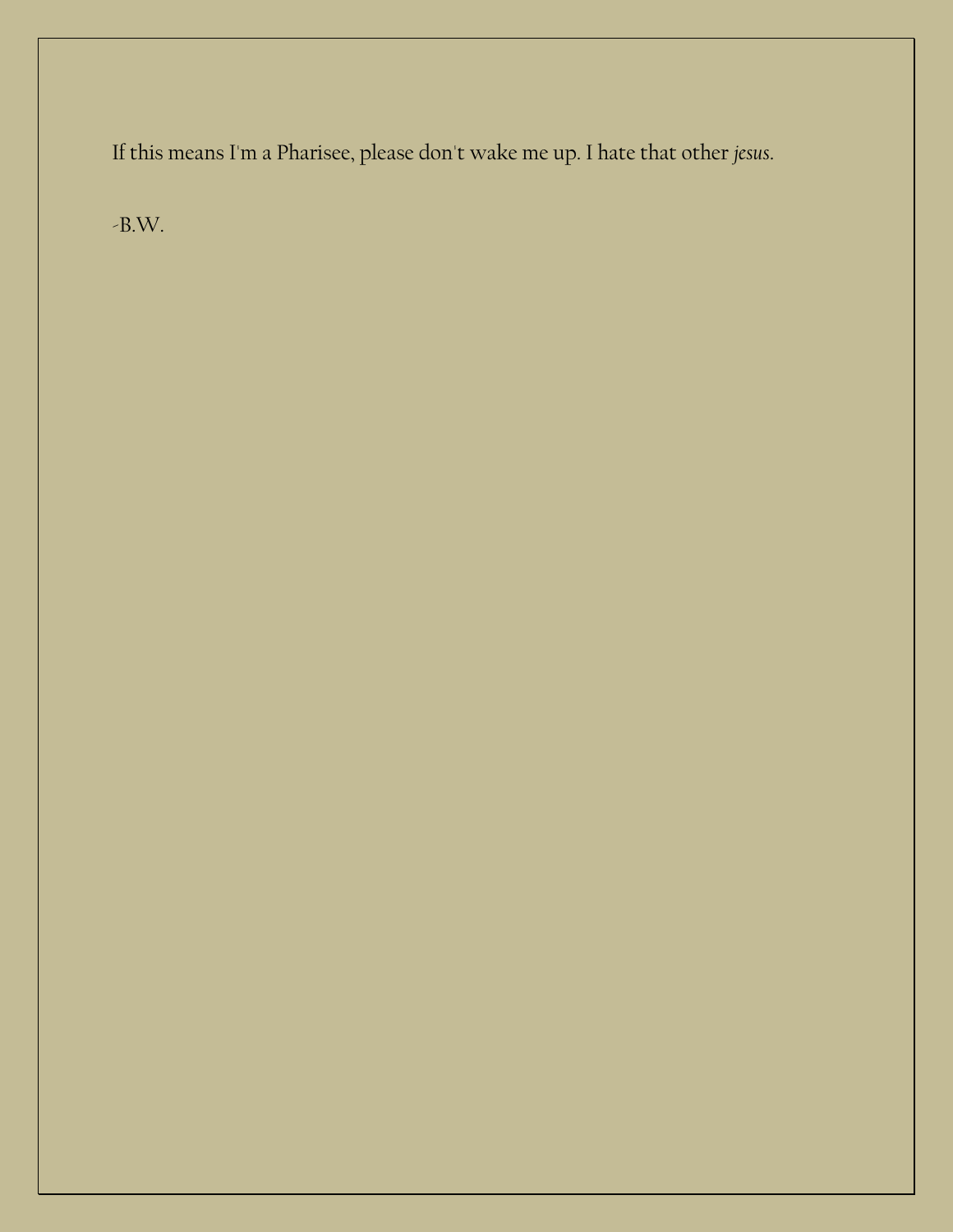If this means I'm a Pharisee, please don't wake me up. I hate that other *jesus*.

-B.W.